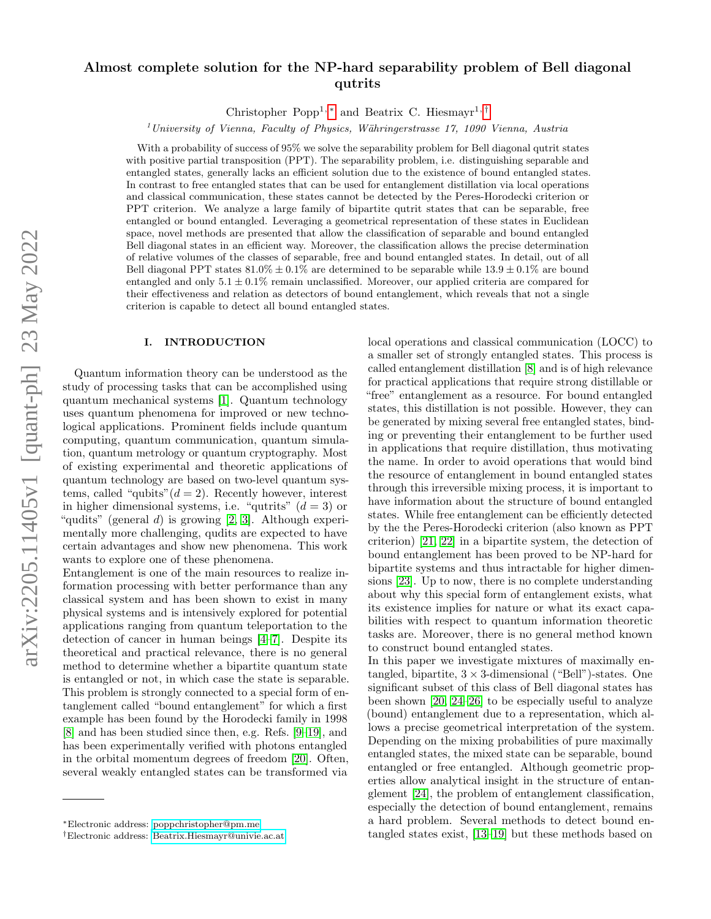# Almost complete solution for the NP-hard separability problem of Bell diagonal qutrits

Christopher Popp[1,*] and Beatrix C. Hiesmayr[1,†]

[1] *University of Vienna, Faculty of Physics, Währingerstrasse 17, 1090 Vienna, Austria*

With a probability of success of 95% we solve the separability problem for Bell diagonal qutrit states with positive partial transposition (PPT). The separability problem, i.e. distinguishing separable and entangled states, generally lacks an efficient solution due to the existence of bound entangled states. In contrast to free entangled states that can be used for entanglement distillation via local operations and classical communication, these states cannot be detected by the Peres-Horodecki criterion or PPT criterion. We analyze a large family of bipartite qutrit states that can be separable, free entangled or bound entangled. Leveraging a geometrical representation of these states in Euclidean space, novel methods are presented that allow the classification of separable and bound entangled Bell diagonal states in an efficient way. Moreover, the classification allows the precise determination of relative volumes of the classes of separable, free and bound entangled states. In detail, out of all Bell diagonal PPT states $81.0\% \pm 0.1\%$ are determined to be separable while $13.9 \pm 0.1\%$ are bound entangled and only $5.1 \pm 0.1\%$ remain unclassified. Moreover, our applied criteria are compared for their effectiveness and relation as detectors of bound entanglement, which reveals that not a single criterion is capable to detect all bound entangled states.

## I. INTRODUCTION

Quantum information theory can be understood as the study of processing tasks that can be accomplished using quantum mechanical systems [1]. Quantum technology uses quantum phenomena for improved or new technological applications. Prominent fields include quantum computing, quantum communication, quantum simulation, quantum metrology or quantum cryptography. Most of existing experimental and theoretic applications of quantum technology are based on two-level quantum systems, called "qubits"($d = 2$). Recently however, interest in higher dimensional systems, i.e. "qutrits" ($d = 3$) or "qudits" (general $d$) is growing [2, 3]. Although experimentally more challenging, qudits are expected to have certain advantages and show new phenomena. This work wants to explore one of these phenomena.

Entanglement is one of the main resources to realize information processing with better performance than any classical system and has been shown to exist in many physical systems and is intensively explored for potential applications ranging from quantum teleportation to the detection of cancer in human beings [4–7]. Despite its theoretical and practical relevance, there is no general method to determine whether a bipartite quantum state is entangled or not, in which case the state is separable. This problem is strongly connected to a special form of entanglement called "bound entanglement" for which a first example has been found by the Horodecki family in 1998 [8] and has been studied since then, e.g. Refs. [9–19], and has been experimentally verified with photons entangled in the orbital momentum degrees of freedom [20]. Often, several weakly entangled states can be transformed via local operations and classical communication (LOCC) to a smaller set of strongly entangled states. This process is called entanglement distillation [8] and is of high relevance for practical applications that require strong distillable or "free" entanglement as a resource. For bound entangled states, this distillation is not possible. However, they can be generated by mixing several free entangled states, binding or preventing their entanglement to be further used in applications that require distillation, thus motivating the name. In order to avoid operations that would bind the resource of entanglement in bound entangled states through this irreversible mixing process, it is important to have information about the structure of bound entangled states. While free entanglement can be efficiently detected by the the Peres-Horodecki criterion (also known as PPT criterion) [21, 22] in a bipartite system, the detection of bound entanglement has been proved to be NP-hard for bipartite systems and thus intractable for higher dimensions [23]. Up to now, there is no complete understanding about why this special form of entanglement exists, what its existence implies for nature or what its exact capabilities with respect to quantum information theoretic tasks are. Moreover, there is no general method known to construct bound entangled states.

In this paper we investigate mixtures of maximally entangled, bipartite, $3 \times 3$-dimensional ("Bell")-states. One significant subset of this class of Bell diagonal states has been shown [20, 24–26] to be especially useful to analyze (bound) entanglement due to a representation, which allows a precise geometrical interpretation of the system. Depending on the mixing probabilities of pure maximally entangled states, the mixed state can be separable, bound entangled or free entangled. Although geometric properties allow analytical insight in the structure of entanglement [24], the problem of entanglement classification, especially the detection of bound entanglement, remains a hard problem. Several methods to detect bound entangled states exist, [13–19] but these methods based on

*Electronic address: poppchristopher@pm.me

†Electronic address: Beatrix.Hiesmayr@univie.ac.at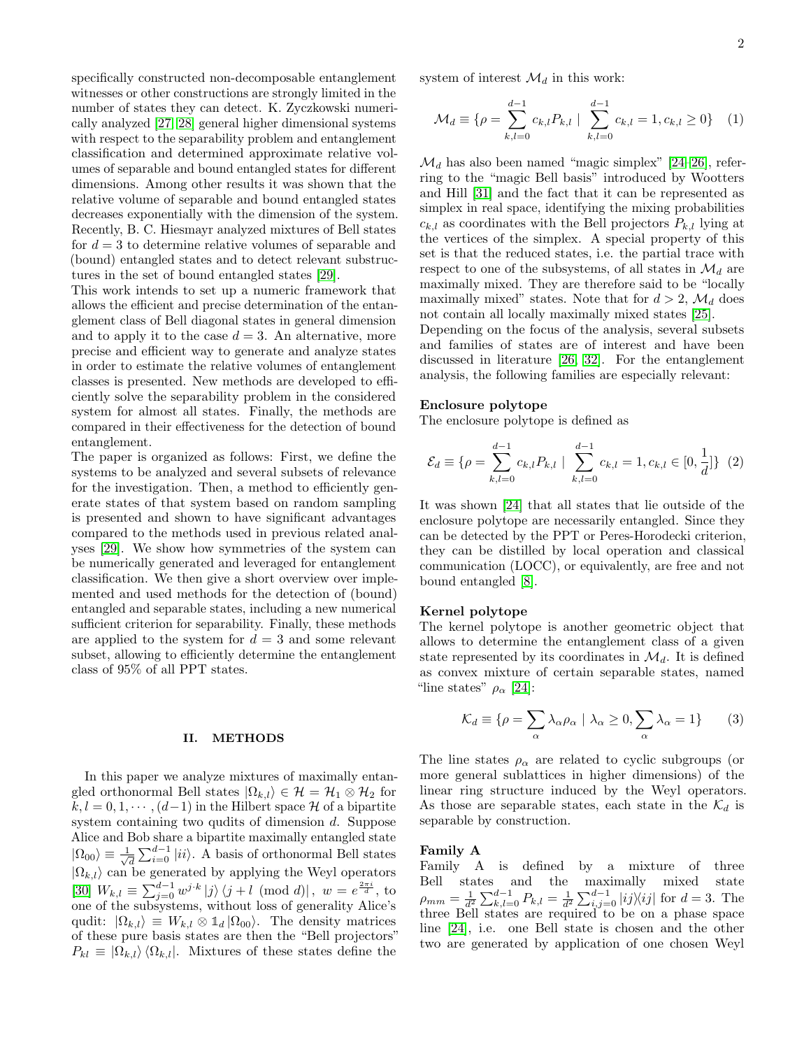specifically constructed non-decomposable entanglement witnesses or other constructions are strongly limited in the number of states they can detect. K. Zyczkowski numerically analyzed [27, 28] general higher dimensional systems with respect to the separability problem and entanglement classification and determined approximate relative volumes of separable and bound entangled states for different dimensions. Among other results it was shown that the relative volume of separable and bound entangled states decreases exponentially with the dimension of the system. Recently, B. C. Hiesmayr analyzed mixtures of Bell states for $d = 3$ to determine relative volumes of separable and (bound) entangled states and to detect relevant substructures in the set of bound entangled states [29].

This work intends to set up a numeric framework that allows the efficient and precise determination of the entanglement class of Bell diagonal states in general dimension and to apply it to the case $d = 3$. An alternative, more precise and efficient way to generate and analyze states in order to estimate the relative volumes of entanglement classes is presented. New methods are developed to efficiently solve the separability problem in the considered system for almost all states. Finally, the methods are compared in their effectiveness for the detection of bound entanglement.

The paper is organized as follows: First, we define the systems to be analyzed and several subsets of relevance for the investigation. Then, a method to efficiently generate states of that system based on random sampling is presented and shown to have significant advantages compared to the methods used in previous related analyses [29]. We show how symmetries of the system can be numerically generated and leveraged for entanglement classification. We then give a short overview over implemented and used methods for the detection of (bound) entangled and separable states, including a new numerical sufficient criterion for separability. Finally, these methods are applied to the system for $d = 3$ and some relevant subset, allowing to efficiently determine the entanglement class of 95% of all PPT states.

## II. METHODS

In this paper we analyze mixtures of maximally entangled orthonormal Bell states $|\Omega_{k,l}\rangle \in \mathcal{H} = \mathcal{H}_1 \otimes \mathcal{H}_2$ for $k, l = 0, 1, \cdots, (d-1)$ in the Hilbert space $\mathcal{H}$ of a bipartite system containing two qudits of dimension $d$. Suppose Alice and Bob share a bipartite maximally entangled state $|\Omega_{00}\rangle \equiv \frac{1}{\sqrt{d}} \sum_{i=0}^{d-1} |ii\rangle$. A basis of orthonormal Bell states $|\Omega_{k,l}\rangle$ can be generated by applying the Weyl operators [30] $W_{k,l} \equiv \sum_{j=0}^{d-1} w^{j\cdot k} |j\rangle \langle j+l \pmod{d}|$, $w = e^{\frac{2\pi i}{d}}$, to one of the subsystems, without loss of generality Alice's qudit: $|\Omega_{k,l}\rangle \equiv W_{k,l} \otimes \mathbb{1}_d |\Omega_{00}\rangle$. The density matrices of these pure basis states are then the "Bell projectors" $P_{kl} \equiv |\Omega_{k,l}\rangle \langle \Omega_{k,l}|$. Mixtures of these states define the system of interest $\mathcal{M}_d$ in this work:

$$\mathcal{M}_d \equiv \{\rho = \sum_{k,l=0}^{d-1} c_{k,l} P_{k,l} \mid \sum_{k,l=0}^{d-1} c_{k,l} = 1, c_{k,l} \geq 0\} \quad (1)$$

$\mathcal{M}_d$ has also been named "magic simplex" [24–26], referring to the "magic Bell basis" introduced by Wootters and Hill [31] and the fact that it can be represented as simplex in real space, identifying the mixing probabilities $c_{k,l}$ as coordinates with the Bell projectors $P_{k,l}$ lying at the vertices of the simplex. A special property of this set is that the reduced states, i.e. the partial trace with respect to one of the subsystems, of all states in $\mathcal{M}_d$ are maximally mixed. They are therefore said to be "locally maximally mixed" states. Note that for $d > 2$, $\mathcal{M}_d$ does not contain all locally maximally mixed states [25].

Depending on the focus of the analysis, several subsets and families of states are of interest and have been discussed in literature [26, 32]. For the entanglement analysis, the following families are especially relevant:

**Enclosure polytope**

The enclosure polytope is defined as

$$\mathcal{E}_d \equiv \{\rho = \sum_{k,l=0}^{d-1} c_{k,l} P_{k,l} \mid \sum_{k,l=0}^{d-1} c_{k,l} = 1, c_{k,l} \in [0, \frac{1}{d}]\} \quad (2)$$

It was shown [24] that all states that lie outside of the enclosure polytope are necessarily entangled. Since they can be detected by the PPT or Peres-Horodecki criterion, they can be distilled by local operation and classical communication (LOCC), or equivalently, are free and not bound entangled [8].

**Kernel polytope**

The kernel polytope is another geometric object that allows to determine the entanglement class of a given state represented by its coordinates in $\mathcal{M}_d$. It is defined as convex mixture of certain separable states, named "line states" $\rho_\alpha$ [24]:

$$\mathcal{K}_d \equiv \{\rho = \sum_\alpha \lambda_\alpha \rho_\alpha \mid \lambda_\alpha \geq 0, \sum_\alpha \lambda_\alpha = 1\} \quad (3)$$

The line states $\rho_\alpha$ are related to cyclic subgroups (or more general sublattices in higher dimensions) of the linear ring structure induced by the Weyl operators. As those are separable states, each state in the $\mathcal{K}_d$ is separable by construction.

**Family A**

Family A is defined by a mixture of three Bell states and the maximally mixed state $\rho_{mm} = \frac{1}{d^2} \sum_{k,l=0}^{d-1} P_{k,l} = \frac{1}{d^2} \sum_{i,j=0}^{d-1} |ij\rangle\langle ij|$ for $d = 3$. The three Bell states are required to be on a phase space line [24], i.e. one Bell state is chosen and the other two are generated by application of one chosen Weyl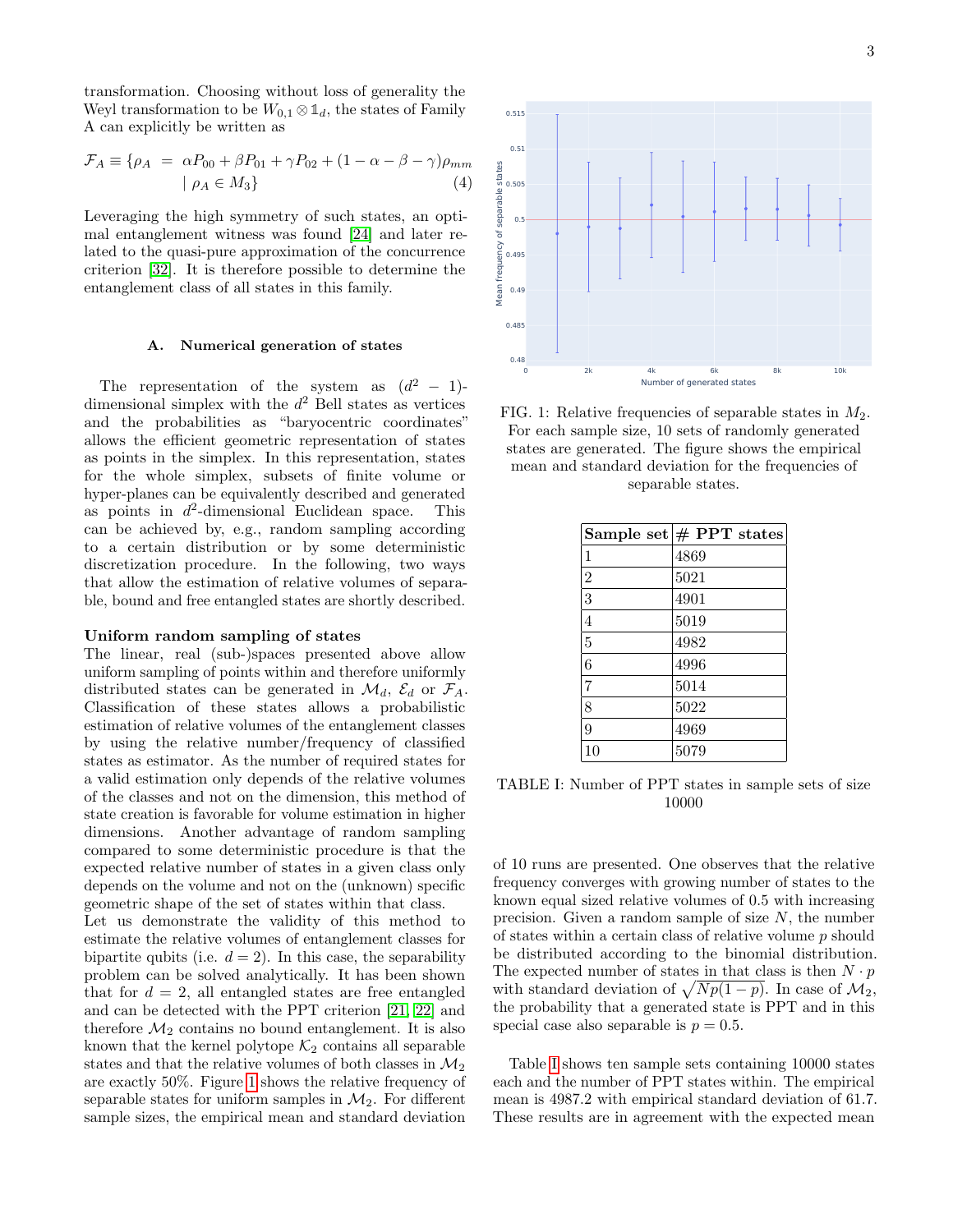transformation. Choosing without loss of generality the Weyl transformation to be $W_{0,1} \otimes \mathbb{1}_d$, the states of Family A can explicitly be written as

$$\mathcal{F}_A \equiv \{\rho_A = \alpha P_{00} + \beta P_{01} + \gamma P_{02} + (1-\alpha-\beta-\gamma)\rho_{mm} \mid \rho_A \in M_3\} \tag{4}$$

Leveraging the high symmetry of such states, an optimal entanglement witness was found [24] and later related to the quasi-pure approximation of the concurrence criterion [32]. It is therefore possible to determine the entanglement class of all states in this family.

### A. Numerical generation of states

The representation of the system as $(d^2-1)$-dimensional simplex with the $d^2$ Bell states as vertices and the probabilities as "baryocentric coordinates" allows the efficient geometric representation of states as points in the simplex. In this representation, states for the whole simplex, subsets of finite volume or hyper-planes can be equivalently described and generated as points in $d^2$-dimensional Euclidean space. This can be achieved by, e.g., random sampling according to a certain distribution or by some deterministic discretization procedure. In the following, two ways that allow the estimation of relative volumes of separable, bound and free entangled states are shortly described.

**Uniform random sampling of states**
The linear, real (sub-)spaces presented above allow uniform sampling of points within and therefore uniformly distributed states can be generated in $\mathcal{M}_d$, $\mathcal{E}_d$ or $\mathcal{F}_A$. Classification of these states allows a probabilistic estimation of relative volumes of the entanglement classes by using the relative number/frequency of classified states as estimator. As the number of required states for a valid estimation only depends of the relative volumes of the classes and not on the dimension, this method of state creation is favorable for volume estimation in higher dimensions. Another advantage of random sampling compared to some deterministic procedure is that the expected relative number of states in a given class only depends on the volume and not on the (unknown) specific geometric shape of the set of states within that class.
Let us demonstrate the validity of this method to estimate the relative volumes of entanglement classes for bipartite qubits (i.e. $d=2$). In this case, the separability problem can be solved analytically. It has been shown that for $d=2$, all entangled states are free entangled and can be detected with the PPT criterion [21, 22] and therefore $\mathcal{M}_2$ contains no bound entanglement. It is also known that the kernel polytope $\mathcal{K}_2$ contains all separable states and that the relative volumes of both classes in $\mathcal{M}_2$ are exactly 50%. Figure 1 shows the relative frequency of separable states for uniform samples in $\mathcal{M}_2$. For different sample sizes, the empirical mean and standard deviation of 10 runs are presented. One observes that the relative frequency converges with growing number of states to the known equal sized relative volumes of 0.5 with increasing precision. Given a random sample of size $N$, the number of states within a certain class of relative volume $p$ should be distributed according to the binomial distribution. The expected number of states in that class is then $N \cdot p$ with standard deviation of $\sqrt{Np(1-p)}$. In case of $\mathcal{M}_2$, the probability that a generated state is PPT and in this special case also separable is $p=0.5$.

FIG. 1: Relative frequencies of separable states in $M_2$. For each sample size, 10 sets of randomly generated states are generated. The figure shows the empirical mean and standard deviation for the frequencies of separable states.

| Sample set | # PPT states |
|---|---|
| 1 | 4869 |
| 2 | 5021 |
| 3 | 4901 |
| 4 | 5019 |
| 5 | 4982 |
| 6 | 4996 |
| 7 | 5014 |
| 8 | 5022 |
| 9 | 4969 |
| 10 | 5079 |

TABLE I: Number of PPT states in sample sets of size 10000

Table I shows ten sample sets containing 10000 states each and the number of PPT states within. The empirical mean is 4987.2 with empirical standard deviation of 61.7. These results are in agreement with the expected mean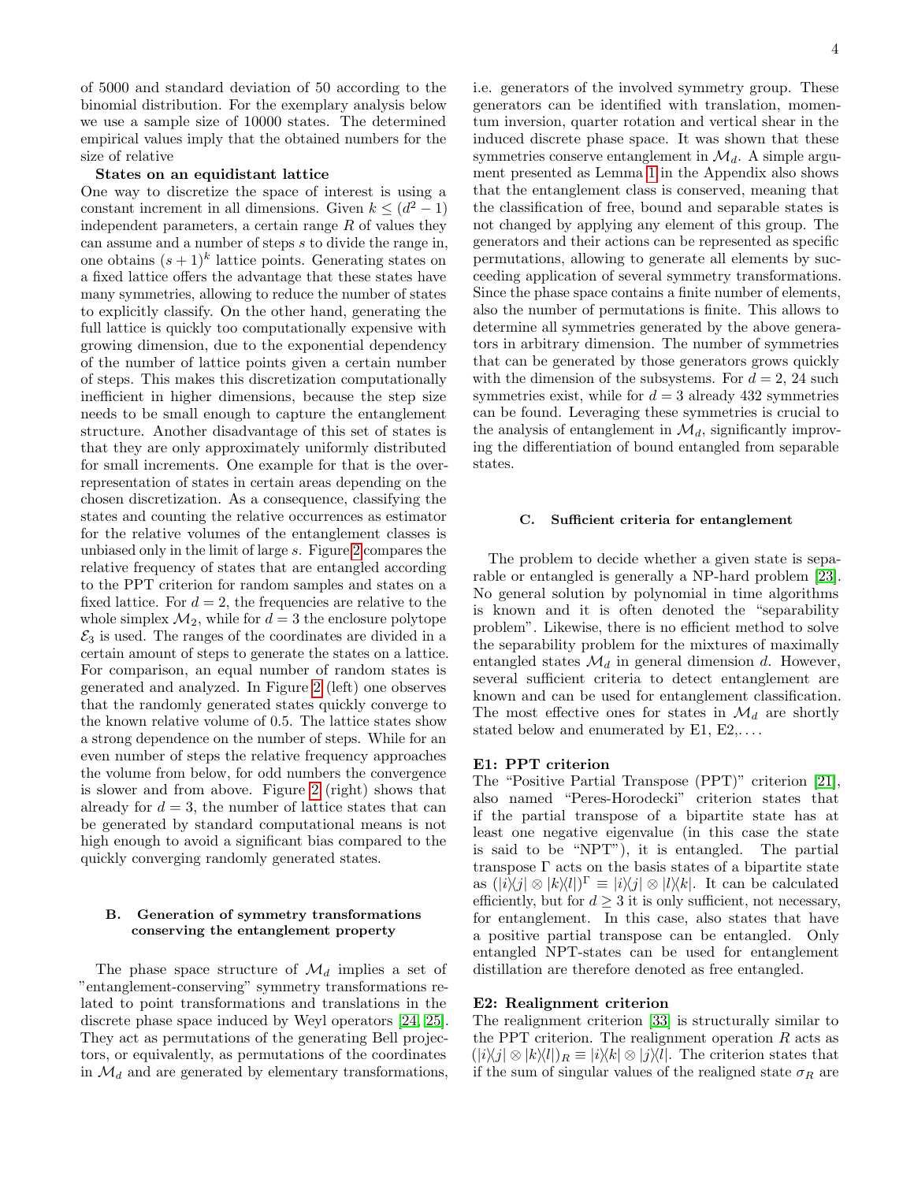of 5000 and standard deviation of 50 according to the binomial distribution. For the exemplary analysis below we use a sample size of 10000 states. The determined empirical values imply that the obtained numbers for the size of relative

**States on an equidistant lattice**
One way to discretize the space of interest is using a constant increment in all dimensions. Given $k \leq (d^2 - 1)$ independent parameters, a certain range $R$ of values they can assume and a number of steps $s$ to divide the range in, one obtains $(s+1)^k$ lattice points. Generating states on a fixed lattice offers the advantage that these states have many symmetries, allowing to reduce the number of states to explicitly classify. On the other hand, generating the full lattice is quickly too computationally expensive with growing dimension, due to the exponential dependency of the number of lattice points given a certain number of steps. This makes this discretization computationally inefficient in higher dimensions, because the step size needs to be small enough to capture the entanglement structure. Another disadvantage of this set of states is that they are only approximately uniformly distributed for small increments. One example for that is the over-representation of states in certain areas depending on the chosen discretization. As a consequence, classifying the states and counting the relative occurrences as estimator for the relative volumes of the entanglement classes is unbiased only in the limit of large $s$. Figure 2 compares the relative frequency of states that are entangled according to the PPT criterion for random samples and states on a fixed lattice. For $d = 2$, the frequencies are relative to the whole simplex $\mathcal{M}_2$, while for $d = 3$ the enclosure polytope $\mathcal{E}_3$ is used. The ranges of the coordinates are divided in a certain amount of steps to generate the states on a lattice. For comparison, an equal number of random states is generated and analyzed. In Figure 2 (left) one observes that the randomly generated states quickly converge to the known relative volume of 0.5. The lattice states show a strong dependence on the number of steps. While for an even number of steps the relative frequency approaches the volume from below, for odd numbers the convergence is slower and from above. Figure 2 (right) shows that already for $d = 3$, the number of lattice states that can be generated by standard computational means is not high enough to avoid a significant bias compared to the quickly converging randomly generated states.

### B. Generation of symmetry transformations conserving the entanglement property

The phase space structure of $\mathcal{M}_d$ implies a set of "entanglement-conserving" symmetry transformations related to point transformations and translations in the discrete phase space induced by Weyl operators [24, 25]. They act as permutations of the generating Bell projectors, or equivalently, as permutations of the coordinates in $\mathcal{M}_d$ and are generated by elementary transformations, i.e. generators of the involved symmetry group. These generators can be identified with translation, momentum inversion, quarter rotation and vertical shear in the induced discrete phase space. It was shown that these symmetries conserve entanglement in $\mathcal{M}_d$. A simple argument presented as Lemma 1 in the Appendix also shows that the entanglement class is conserved, meaning that the classification of free, bound and separable states is not changed by applying any element of this group. The generators and their actions can be represented as specific permutations, allowing to generate all elements by succeeding application of several symmetry transformations. Since the phase space contains a finite number of elements, also the number of permutations is finite. This allows to determine all symmetries generated by the above generators in arbitrary dimension. The number of symmetries that can be generated by those generators grows quickly with the dimension of the subsystems. For $d = 2$, 24 such symmetries exist, while for $d = 3$ already 432 symmetries can be found. Leveraging these symmetries is crucial to the analysis of entanglement in $\mathcal{M}_d$, significantly improving the differentiation of bound entangled from separable states.

### C. Sufficient criteria for entanglement

The problem to decide whether a given state is separable or entangled is generally a NP-hard problem [23]. No general solution by polynomial in time algorithms is known and it is often denoted the "separability problem". Likewise, there is no efficient method to solve the separability problem for the mixtures of maximally entangled states $\mathcal{M}_d$ in general dimension $d$. However, several sufficient criteria to detect entanglement are known and can be used for entanglement classification. The most effective ones for states in $\mathcal{M}_d$ are shortly stated below and enumerated by E1, E2,....

**E1: PPT criterion**
The "Positive Partial Transpose (PPT)" criterion [21], also named "Peres-Horodecki" criterion states that if the partial transpose of a bipartite state has at least one negative eigenvalue (in this case the state is said to be "NPT"), it is entangled. The partial transpose $\Gamma$ acts on the basis states of a bipartite state as $(|i\rangle\langle j| \otimes |k\rangle\langle l|)^\Gamma \equiv |i\rangle\langle j| \otimes |l\rangle\langle k|$. It can be calculated efficiently, but for $d \geq 3$ it is only sufficient, not necessary, for entanglement. In this case, also states that have a positive partial transpose can be entangled. Only entangled NPT-states can be used for entanglement distillation are therefore denoted as free entangled.

**E2: Realignment criterion**
The realignment criterion [33] is structurally similar to the PPT criterion. The realignment operation $R$ acts as $(|i\rangle\langle j| \otimes |k\rangle\langle l|)_R \equiv |i\rangle\langle k| \otimes |j\rangle\langle l|$. The criterion states that if the sum of singular values of the realigned state $\sigma_R$ are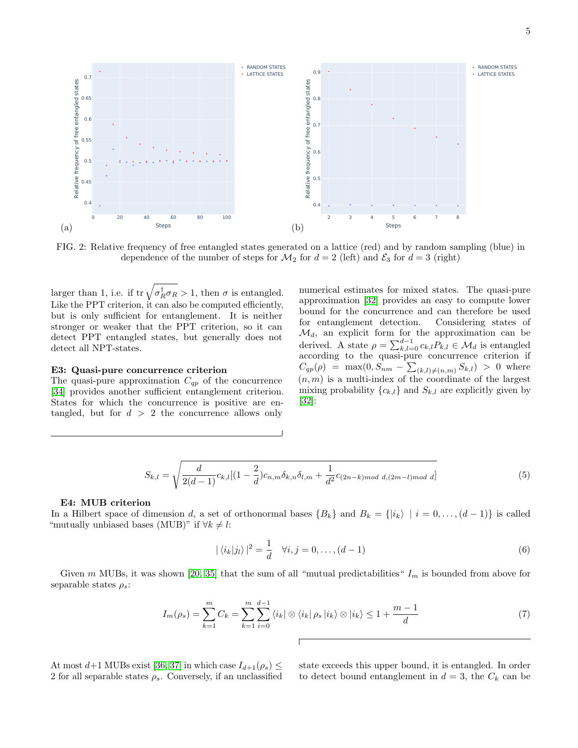FIG. 2: Relative frequency of free entangled states generated on a lattice (red) and by random sampling (blue) in dependence of the number of steps for $\mathcal{M}_2$ for $d = 2$ (left) and $\mathcal{E}_3$ for $d = 3$ (right)

larger than 1, i.e. if $\mathrm{tr}\sqrt{\sigma_R^\dagger \sigma_R} > 1$, then $\sigma$ is entangled. Like the PPT criterion, it can also be computed efficiently, but is only sufficient for entanglement. It is neither stronger or weaker that the PPT criterion, so it can detect PPT entangled states, but generally does not detect all NPT-states.

### E3: Quasi-pure concurrence criterion

The quasi-pure approximation $C_{qp}$ of the concurrence [34] provides another sufficient entanglement criterion. States for which the concurrence is positive are entangled, but for $d > 2$ the concurrence allows only numerical estimates for mixed states. The quasi-pure approximation [32] provides an easy to compute lower bound for the concurrence and can therefore be used for entanglement detection. Considering states of $\mathcal{M}_d$, an explicit form for the approximation can be derived. A state $\rho = \sum_{k,l=0}^{d-1} c_{k,l} P_{k,l} \in \mathcal{M}_d$ is entangled according to the quasi-pure concurrence criterion if $C_{qp}(\rho) = \max(0, S_{nm} - \sum_{(k,l)\neq(n,m)} S_{k,l}) > 0$ where $(n,m)$ is a multi-index of the coordinate of the largest mixing probability $\{c_{k,l}\}$ and $S_{k,l}$ are explicitly given by [32]:

$$S_{k,l} = \sqrt{\frac{d}{2(d-1)} c_{k,l}[(1-\frac{2}{d})c_{n,m}\delta_{k,n}\delta_{l,m} + \frac{1}{d^2} c_{(2n-k) mod\ d,(2m-l) mod\ d}]} \tag{5}$$

### E4: MUB criterion

In a Hilbert space of dimension $d$, a set of orthonormal bases $\{B_k\}$ and $B_k = \{|i_k\rangle \mid i = 0, \ldots, (d-1)\}$ is called "mutually unbiased bases (MUB)" if $\forall k \neq l$:

$$|\langle i_k | j_l \rangle|^2 = \frac{1}{d} \quad \forall i,j = 0, \ldots, (d-1) \tag{6}$$

Given $m$ MUBs, it was shown [20, 35] that the sum of all "mutual predictabilities" $I_m$ is bounded from above for separable states $\rho_s$:

$$I_m(\rho_s) = \sum_{k=1}^{m} C_k = \sum_{k=1}^{m}\sum_{i=0}^{d-1} \langle i_k | \otimes \langle i_k | \rho_s | i_k \rangle \otimes | i_k \rangle \leq 1 + \frac{m-1}{d} \tag{7}$$

At most $d+1$ MUBs exist [36, 37] in which case $I_{d+1}(\rho_s) \leq 2$ for all separable states $\rho_s$. Conversely, if an unclassified state exceeds this upper bound, it is entangled. In order to detect bound entanglement in $d = 3$, the $C_k$ can be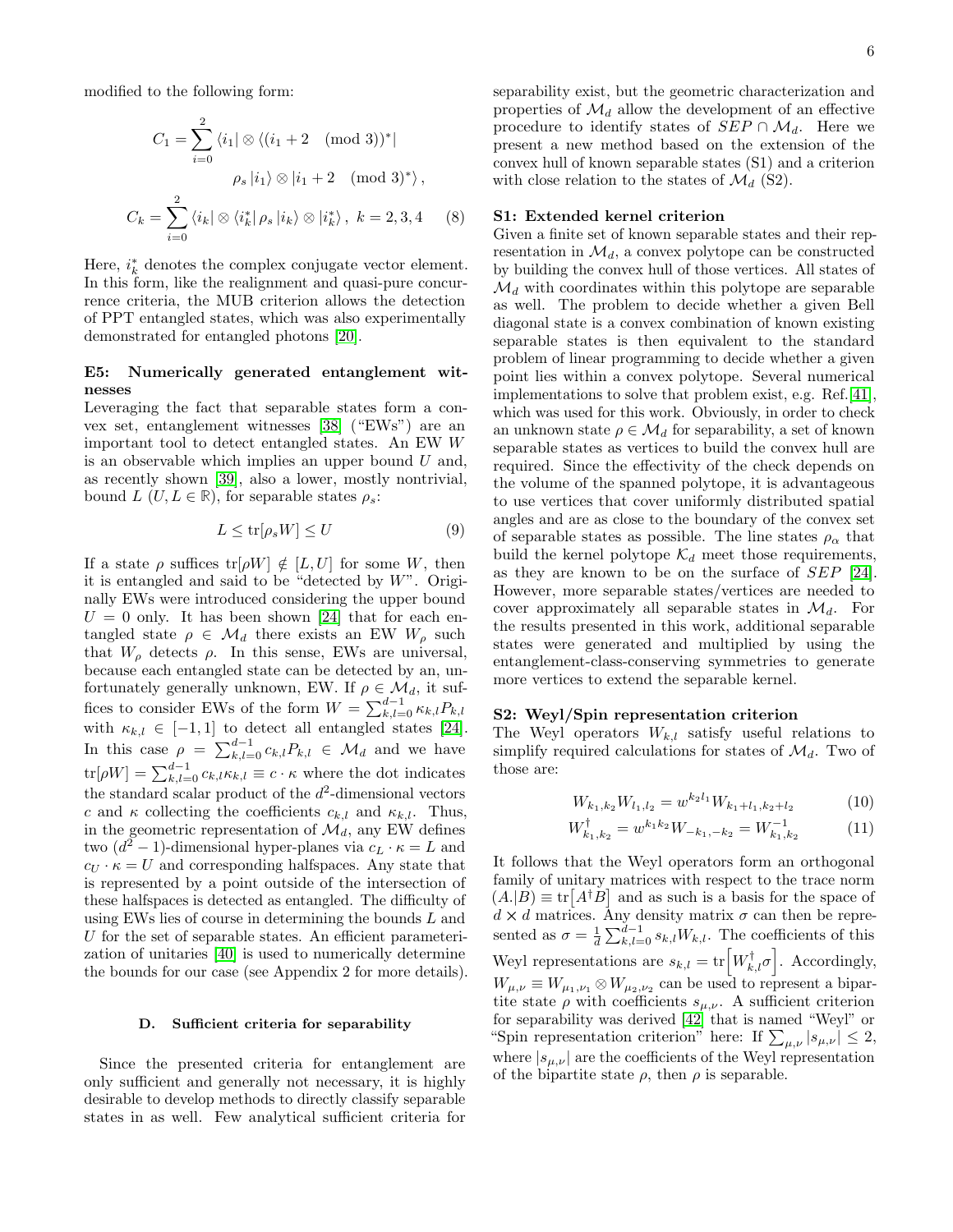modified to the following form:

$$C_1 = \sum_{i=0}^{2} \langle i_1| \otimes \langle (i_1 + 2 \pmod 3)^*| \\ \rho_s |i_1\rangle \otimes |i_1 + 2 \pmod 3^*\rangle ,$$

$$C_k = \sum_{i=0}^{2} \langle i_k| \otimes \langle i_k^*| \rho_s |i_k\rangle \otimes |i_k^*\rangle ,\ k = 2, 3, 4 \quad (8)$$

Here, $i_k^*$ denotes the complex conjugate vector element. In this form, like the realignment and quasi-pure concurrence criteria, the MUB criterion allows the detection of PPT entangled states, which was also experimentally demonstrated for entangled photons [20].

**E5: Numerically generated entanglement witnesses**

Leveraging the fact that separable states form a convex set, entanglement witnesses [38] ("EWs") are an important tool to detect entangled states. An EW $W$ is an observable which implies an upper bound $U$ and, as recently shown [39], also a lower, mostly nontrivial, bound $L$ ($U, L \in \mathbb{R}$), for separable states $\rho_s$:

$$L \leq \mathrm{tr}[\rho_s W] \leq U \quad (9)$$

If a state $\rho$ suffices $\mathrm{tr}[\rho W] \notin [L, U]$ for some $W$, then it is entangled and said to be "detected by $W$". Originally EWs were introduced considering the upper bound $U = 0$ only. It has been shown [24] that for each entangled state $\rho \in \mathcal{M}_d$ there exists an EW $W_\rho$ such that $W_\rho$ detects $\rho$. In this sense, EWs are universal, because each entangled state can be detected by an, unfortunately generally unknown, EW. If $\rho \in \mathcal{M}_d$, it suffices to consider EWs of the form $W = \sum_{k,l=0}^{d-1} \kappa_{k,l} P_{k,l}$ with $\kappa_{k,l} \in [-1, 1]$ to detect all entangled states [24]. In this case $\rho = \sum_{k,l=0}^{d-1} c_{k,l} P_{k,l} \in \mathcal{M}_d$ and we have $\mathrm{tr}[\rho W] = \sum_{k,l=0}^{d-1} c_{k,l}\kappa_{k,l} \equiv c \cdot \kappa$ where the dot indicates the standard scalar product of the $d^2$-dimensional vectors $c$ and $\kappa$ collecting the coefficients $c_{k,l}$ and $\kappa_{k,l}$. Thus, in the geometric representation of $\mathcal{M}_d$, any EW defines two $(d^2 - 1)$-dimensional hyper-planes via $c_L \cdot \kappa = L$ and $c_U \cdot \kappa = U$ and corresponding halfspaces. Any state that is represented by a point outside of the intersection of these halfspaces is detected as entangled. The difficulty of using EWs lies of course in determining the bounds $L$ and $U$ for the set of separable states. An efficient parameterization of unitaries [40] is used to numerically determine the bounds for our case (see Appendix 2 for more details).

### D. Sufficient criteria for separability

Since the presented criteria for entanglement are only sufficient and generally not necessary, it is highly desirable to develop methods to directly classify separable states in as well. Few analytical sufficient criteria for separability exist, but the geometric characterization and properties of $\mathcal{M}_d$ allow the development of an effective procedure to identify states of $SEP \cap \mathcal{M}_d$. Here we present a new method based on the extension of the convex hull of known separable states (S1) and a criterion with close relation to the states of $\mathcal{M}_d$ (S2).

**S1: Extended kernel criterion**

Given a finite set of known separable states and their representation in $\mathcal{M}_d$, a convex polytope can be constructed by building the convex hull of those vertices. All states of $\mathcal{M}_d$ with coordinates within this polytope are separable as well. The problem to decide whether a given Bell diagonal state is a convex combination of known existing separable states is then equivalent to the standard problem of linear programming to decide whether a given point lies within a convex polytope. Several numerical implementations to solve that problem exist, e.g. Ref.[41], which was used for this work. Obviously, in order to check an unknown state $\rho \in \mathcal{M}_d$ for separability, a set of known separable states as vertices to build the convex hull are required. Since the effectivity of the check depends on the volume of the spanned polytope, it is advantageous to use vertices that cover uniformly distributed spatial angles and are as close to the boundary of the convex set of separable states as possible. The line states $\rho_\alpha$ that build the kernel polytope $\mathcal{K}_d$ meet those requirements, as they are known to be on the surface of $SEP$ [24]. However, more separable states/vertices are needed to cover approximately all separable states in $\mathcal{M}_d$. For the results presented in this work, additional separable states were generated and multiplied by using the entanglement-class-conserving symmetries to generate more vertices to extend the separable kernel.

**S2: Weyl/Spin representation criterion**

The Weyl operators $W_{k,l}$ satisfy useful relations to simplify required calculations for states of $\mathcal{M}_d$. Two of those are:

$$W_{k_1,k_2} W_{l_1,l_2} = w^{k_2 l_1} W_{k_1+l_1, k_2+l_2} \quad (10)$$

$$W_{k_1,k_2}^\dagger = w^{k_1 k_2} W_{-k_1,-k_2} = W_{k_1,k_2}^{-1} \quad (11)$$

It follows that the Weyl operators form an orthogonal family of unitary matrices with respect to the trace norm $(A.|B) \equiv \mathrm{tr}\big[A^\dagger B\big]$ and as such is a basis for the space of $d \times d$ matrices. Any density matrix $\sigma$ can then be represented as $\sigma = \frac{1}{d}\sum_{k,l=0}^{d-1} s_{k,l} W_{k,l}$. The coefficients of this Weyl representations are $s_{k,l} = \mathrm{tr}\Big[W_{k,l}^\dagger \sigma\Big]$. Accordingly, $W_{\mu,\nu} \equiv W_{\mu_1,\nu_1} \otimes W_{\mu_2,\nu_2}$ can be used to represent a bipartite state $\rho$ with coefficients $s_{\mu,\nu}$. A sufficient criterion for separability was derived [42] that is named "Weyl" or "Spin representation criterion" here: If $\sum_{\mu,\nu} |s_{\mu,\nu}| \leq 2$, where $|s_{\mu,\nu}|$ are the coefficients of the Weyl representation of the bipartite state $\rho$, then $\rho$ is separable.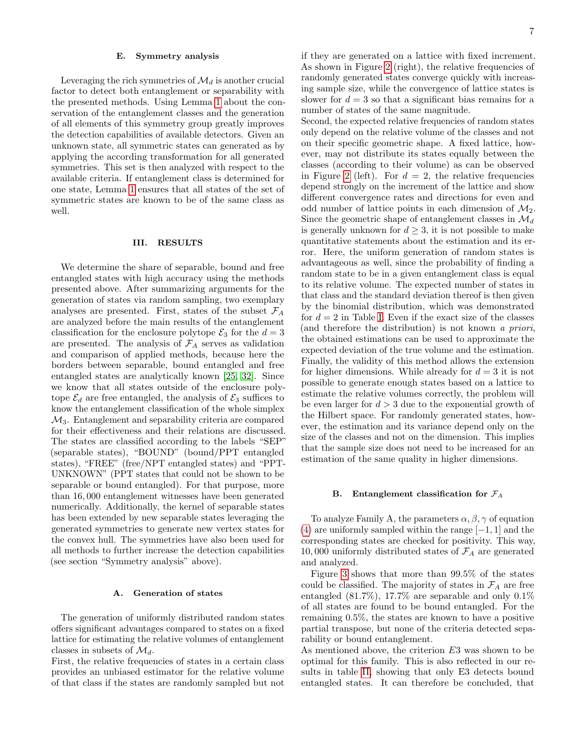### E. Symmetry analysis

Leveraging the rich symmetries of $\mathcal{M}_d$ is another crucial factor to detect both entanglement or separability with the presented methods. Using Lemma 1 about the conservation of the entanglement classes and the generation of all elements of this symmetry group greatly improves the detection capabilities of available detectors. Given an unknown state, all symmetric states can generated as by applying the according transformation for all generated symmetries. This set is then analyzed with respect to the available criteria. If entanglement class is determined for one state, Lemma 1 ensures that all states of the set of symmetric states are known to be of the same class as well.

## III. RESULTS

We determine the share of separable, bound and free entangled states with high accuracy using the methods presented above. After summarizing arguments for the generation of states via random sampling, two exemplary analyses are presented. First, states of the subset $\mathcal{F}_A$ are analyzed before the main results of the entanglement classification for the enclosure polytope $\mathcal{E}_3$ for the $d = 3$ are presented. The analysis of $\mathcal{F}_A$ serves as validation and comparison of applied methods, because here the borders between separable, bound entangled and free entangled states are analytically known [25, 32]. Since we know that all states outside of the enclosure polytope $\mathcal{E}_d$ are free entangled, the analysis of $\mathcal{E}_3$ suffices to know the entanglement classification of the whole simplex $\mathcal{M}_3$. Entanglement and separability criteria are compared for their effectiveness and their relations are discussed. The states are classified according to the labels "SEP" (separable states), "BOUND" (bound/PPT entangled states), "FREE" (free/NPT entangled states) and "PPT-UNKNOWN" (PPT states that could not be shown to be separable or bound entangled). For that purpose, more than 16,000 entanglement witnesses have been generated numerically. Additionally, the kernel of separable states has been extended by new separable states leveraging the generated symmetries to generate new vertex states for the convex hull. The symmetries have also been used for all methods to further increase the detection capabilities (see section "Symmetry analysis" above).

### A. Generation of states

The generation of uniformly distributed random states offers significant advantages compared to states on a fixed lattice for estimating the relative volumes of entanglement classes in subsets of $\mathcal{M}_d$.

First, the relative frequencies of states in a certain class provides an unbiased estimator for the relative volume of that class if the states are randomly sampled but not if they are generated on a lattice with fixed increment. As shown in Figure 2 (right), the relative frequencies of randomly generated states converge quickly with increasing sample size, while the convergence of lattice states is slower for $d = 3$ so that a significant bias remains for a number of states of the same magnitude.

Second, the expected relative frequencies of random states only depend on the relative volume of the classes and not on their specific geometric shape. A fixed lattice, however, may not distribute its states equally between the classes (according to their volume) as can be observed in Figure 2 (left). For $d = 2$, the relative frequencies depend strongly on the increment of the lattice and show different convergence rates and directions for even and odd number of lattice points in each dimension of $\mathcal{M}_2$. Since the geometric shape of entanglement classes in $\mathcal{M}_d$ is generally unknown for $d \geq 3$, it is not possible to make quantitative statements about the estimation and its error. Here, the uniform generation of random states is advantageous as well, since the probability of finding a random state to be in a given entanglement class is equal to its relative volume. The expected number of states in that class and the standard deviation thereof is then given by the binomial distribution, which was demonstrated for $d = 2$ in Table I. Even if the exact size of the classes (and therefore the distribution) is not known *a priori*, the obtained estimations can be used to approximate the expected deviation of the true volume and the estimation.

Finally, the validity of this method allows the extension for higher dimensions. While already for $d = 3$ it is not possible to generate enough states based on a lattice to estimate the relative volumes correctly, the problem will be even larger for $d > 3$ due to the exponential growth of the Hilbert space. For randomly generated states, however, the estimation and its variance depend only on the size of the classes and not on the dimension. This implies that the sample size does not need to be increased for an estimation of the same quality in higher dimensions.

### B. Entanglement classification for $\mathcal{F}_A$

To analyze Family A, the parameters $\alpha, \beta, \gamma$ of equation (4) are uniformly sampled within the range $[-1, 1]$ and the corresponding states are checked for positivity. This way, 10,000 uniformly distributed states of $\mathcal{F}_A$ are generated and analyzed.

Figure 3 shows that more than 99.5% of the states could be classified. The majority of states in $\mathcal{F}_A$ are free entangled (81.7%), 17.7% are separable and only 0.1% of all states are found to be bound entangled. For the remaining 0.5%, the states are known to have a positive partial transpose, but none of the criteria detected separability or bound entanglement.

As mentioned above, the criterion $E3$ was shown to be optimal for this family. This is also reflected in our results in table II, showing that only E3 detects bound entangled states. It can therefore be concluded, that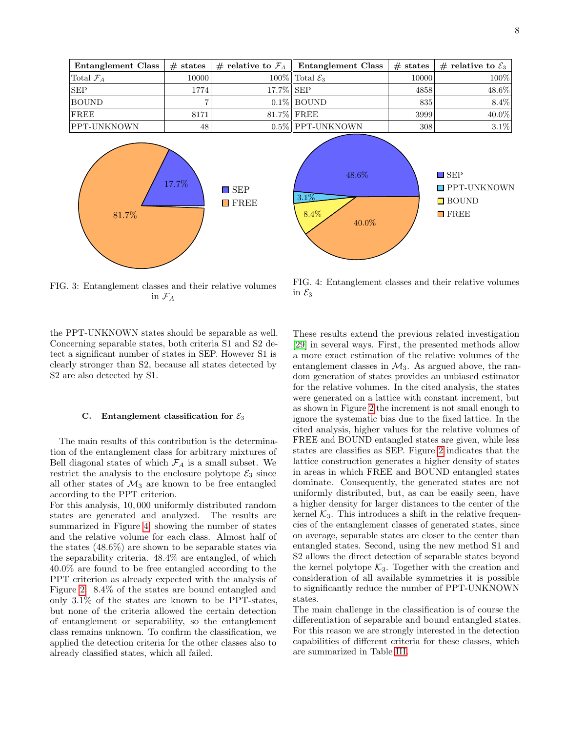| Entanglement Class | # states | # relative to $\mathcal{F}_A$ |
|---|---|---|
| Total $\mathcal{F}_A$ | 10000 | 100% |
| SEP | 1774 | 17.7% |
| BOUND | 7 | 0.1% |
| FREE | 8171 | 81.7% |
| PPT-UNKNOWN | 48 | 0.5% |

FIG. 3: Entanglement classes and their relative volumes in $\mathcal{F}_A$

| Entanglement Class | # states | # relative to $\mathcal{E}_3$ |
|---|---|---|
| Total $\mathcal{E}_3$ | 10000 | 100% |
| SEP | 4858 | 48.6% |
| BOUND | 835 | 8.4% |
| FREE | 3999 | 40.0% |
| PPT-UNKNOWN | 308 | 3.1% |

FIG. 4: Entanglement classes and their relative volumes in $\mathcal{E}_3$

the PPT-UNKNOWN states should be separable as well. Concerning separable states, both criteria S1 and S2 detect a significant number of states in SEP. However S1 is clearly stronger than S2, because all states detected by S2 are also detected by S1.

### C. Entanglement classification for $\mathcal{E}_3$

The main results of this contribution is the determination of the entanglement class for arbitrary mixtures of Bell diagonal states of which $\mathcal{F}_A$ is a small subset. We restrict the analysis to the enclosure polytope $\mathcal{E}_3$ since all other states of $\mathcal{M}_3$ are known to be free entangled according to the PPT criterion.

For this analysis, 10,000 uniformly distributed random states are generated and analyzed. The results are summarized in Figure 4, showing the number of states and the relative volume for each class. Almost half of the states (48.6%) are shown to be separable states via the separability criteria. 48.4% are entangled, of which 40.0% are found to be free entangled according to the PPT criterion as already expected with the analysis of Figure 2. 8.4% of the states are bound entangled and only 3.1% of the states are known to be PPT-states, but none of the criteria allowed the certain detection of entanglement or separability, so the entanglement class remains unknown. To confirm the classification, we applied the detection criteria for the other classes also to already classified states, which all failed.

These results extend the previous related investigation [29] in several ways. First, the presented methods allow a more exact estimation of the relative volumes of the entanglement classes in $\mathcal{M}_3$. As argued above, the random generation of states provides an unbiased estimator for the relative volumes. In the cited analysis, the states were generated on a lattice with constant increment, but as shown in Figure 2 the increment is not small enough to ignore the systematic bias due to the fixed lattice. In the cited analysis, higher values for the relative volumes of FREE and BOUND entangled states are given, while less states are classifies as SEP. Figure 2 indicates that the lattice construction generates a higher density of states in areas in which FREE and BOUND entangled states dominate. Consequently, the generated states are not uniformly distributed, but, as can be easily seen, have a higher density for larger distances to the center of the kernel $\mathcal{K}_3$. This introduces a shift in the relative frequencies of the entanglement classes of generated states, since on average, separable states are closer to the center than entangled states. Second, using the new method S1 and S2 allows the direct detection of separable states beyond the kernel polytope $\mathcal{K}_3$. Together with the creation and consideration of all available symmetries it is possible to significantly reduce the number of PPT-UNKNOWN states.

The main challenge in the classification is of course the differentiation of separable and bound entangled states. For this reason we are strongly interested in the detection capabilities of different criteria for these classes, which are summarized in Table III.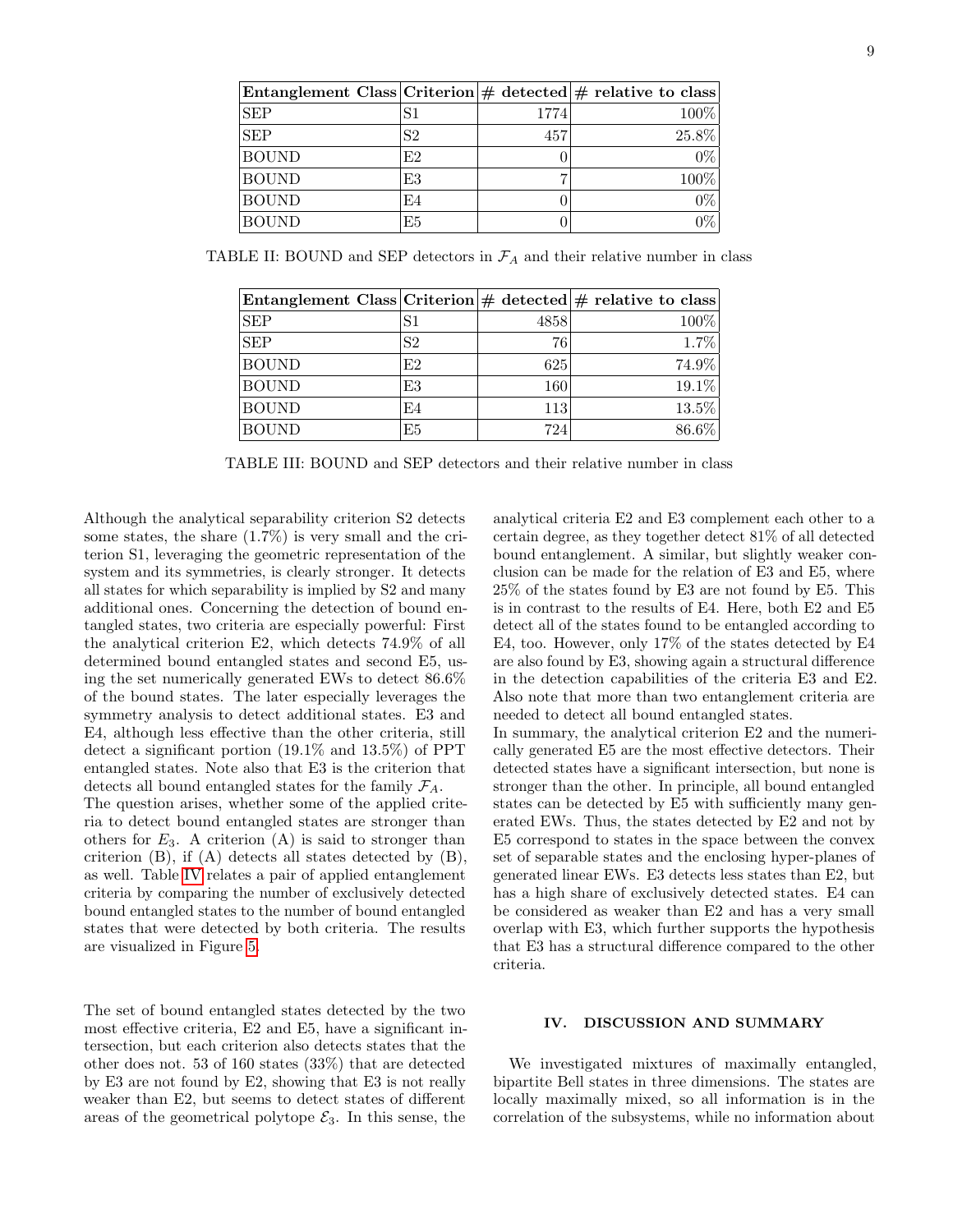| Entanglement Class | Criterion | # detected | # relative to class |
|---|---|---|---|
| SEP | S1 | 1774 | 100% |
| SEP | S2 | 457 | 25.8% |
| BOUND | E2 | 0 | 0% |
| BOUND | E3 | 7 | 100% |
| BOUND | E4 | 0 | 0% |
| BOUND | E5 | 0 | 0% |

TABLE II: BOUND and SEP detectors in $\mathcal{F}_A$ and their relative number in class

| Entanglement Class | Criterion | # detected | # relative to class |
|---|---|---|---|
| SEP | S1 | 4858 | 100% |
| SEP | S2 | 76 | 1.7% |
| BOUND | E2 | 625 | 74.9% |
| BOUND | E3 | 160 | 19.1% |
| BOUND | E4 | 113 | 13.5% |
| BOUND | E5 | 724 | 86.6% |

TABLE III: BOUND and SEP detectors and their relative number in class

Although the analytical separability criterion S2 detects some states, the share (1.7%) is very small and the criterion S1, leveraging the geometric representation of the system and its symmetries, is clearly stronger. It detects all states for which separability is implied by S2 and many additional ones. Concerning the detection of bound entangled states, two criteria are especially powerful: First the analytical criterion E2, which detects 74.9% of all determined bound entangled states and second E5, using the set numerically generated EWs to detect 86.6% of the bound states. The later especially leverages the symmetry analysis to detect additional states. E3 and E4, although less effective than the other criteria, still detect a significant portion (19.1% and 13.5%) of PPT entangled states. Note also that E3 is the criterion that detects all bound entangled states for the family $\mathcal{F}_A$.
The question arises, whether some of the applied criteria to detect bound entangled states are stronger than others for $E_3$. A criterion (A) is said to stronger than criterion (B), if (A) detects all states detected by (B), as well. Table IV relates a pair of applied entanglement criteria by comparing the number of exclusively detected bound entangled states to the number of bound entangled states that were detected by both criteria. The results are visualized in Figure 5.

The set of bound entangled states detected by the two most effective criteria, E2 and E5, have a significant intersection, but each criterion also detects states that the other does not. 53 of 160 states (33%) that are detected by E3 are not found by E2, showing that E3 is not really weaker than E2, but seems to detect states of different areas of the geometrical polytope $\mathcal{E}_3$. In this sense, the analytical criteria E2 and E3 complement each other to a certain degree, as they together detect 81% of all detected bound entanglement. A similar, but slightly weaker conclusion can be made for the relation of E3 and E5, where 25% of the states found by E3 are not found by E5. This is in contrast to the results of E4. Here, both E2 and E5 detect all of the states found to be entangled according to E4, too. However, only 17% of the states detected by E4 are also found by E3, showing again a structural difference in the detection capabilities of the criteria E3 and E2. Also note that more than two entanglement criteria are needed to detect all bound entangled states.
In summary, the analytical criterion E2 and the numerically generated E5 are the most effective detectors. Their detected states have a significant intersection, but none is stronger than the other. In principle, all bound entangled states can be detected by E5 with sufficiently many generated EWs. Thus, the states detected by E2 and not by E5 correspond to states in the space between the convex set of separable states and the enclosing hyper-planes of generated linear EWs. E3 detects less states than E2, but has a high share of exclusively detected states. E4 can be considered as weaker than E2 and has a very small overlap with E3, which further supports the hypothesis that E3 has a structural difference compared to the other criteria.

## IV. DISCUSSION AND SUMMARY

We investigated mixtures of maximally entangled, bipartite Bell states in three dimensions. The states are locally maximally mixed, so all information is in the correlation of the subsystems, while no information about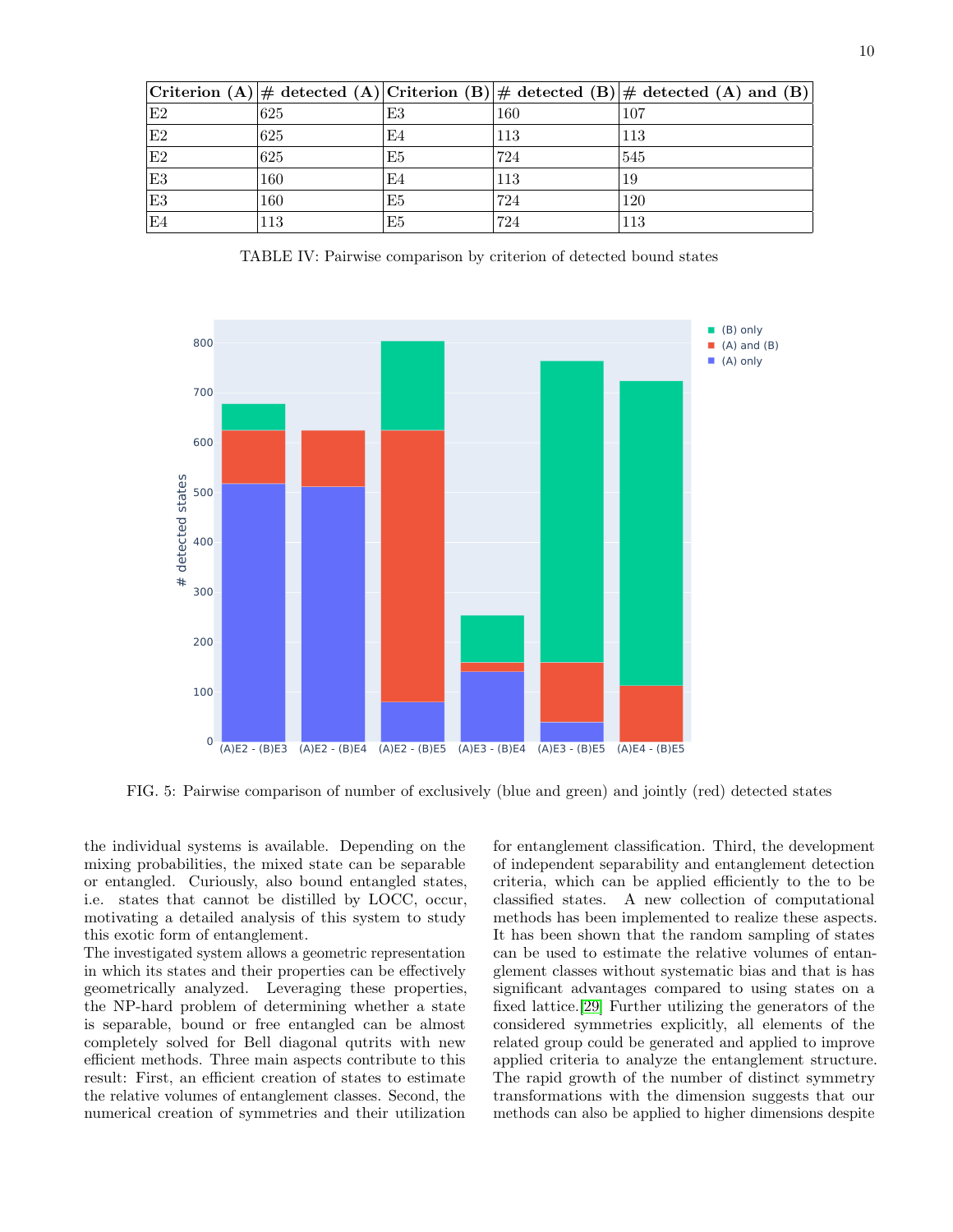| Criterion (A) | # detected (A) | Criterion (B) | # detected (B) | # detected (A) and (B) |
|---|---|---|---|---|
| E2 | 625 | E3 | 160 | 107 |
| E2 | 625 | E4 | 113 | 113 |
| E2 | 625 | E5 | 724 | 545 |
| E3 | 160 | E4 | 113 | 19 |
| E3 | 160 | E5 | 724 | 120 |
| E4 | 113 | E5 | 724 | 113 |

TABLE IV: Pairwise comparison by criterion of detected bound states

FIG. 5: Pairwise comparison of number of exclusively (blue and green) and jointly (red) detected states

the individual systems is available. Depending on the mixing probabilities, the mixed state can be separable or entangled. Curiously, also bound entangled states, i.e. states that cannot be distilled by LOCC, occur, motivating a detailed analysis of this system to study this exotic form of entanglement.

The investigated system allows a geometric representation in which its states and their properties can be effectively geometrically analyzed. Leveraging these properties, the NP-hard problem of determining whether a state is separable, bound or free entangled can be almost completely solved for Bell diagonal qutrits with new efficient methods. Three main aspects contribute to this result: First, an efficient creation of states to estimate the relative volumes of entanglement classes. Second, the numerical creation of symmetries and their utilization for entanglement classification. Third, the development of independent separability and entanglement detection criteria, which can be applied efficiently to the to be classified states. A new collection of computational methods has been implemented to realize these aspects. It has been shown that the random sampling of states can be used to estimate the relative volumes of entanglement classes without systematic bias and that is has significant advantages compared to using states on a fixed lattice.[29] Further utilizing the generators of the considered symmetries explicitly, all elements of the related group could be generated and applied to improve applied criteria to analyze the entanglement structure. The rapid growth of the number of distinct symmetry transformations with the dimension suggests that our methods can also be applied to higher dimensions despite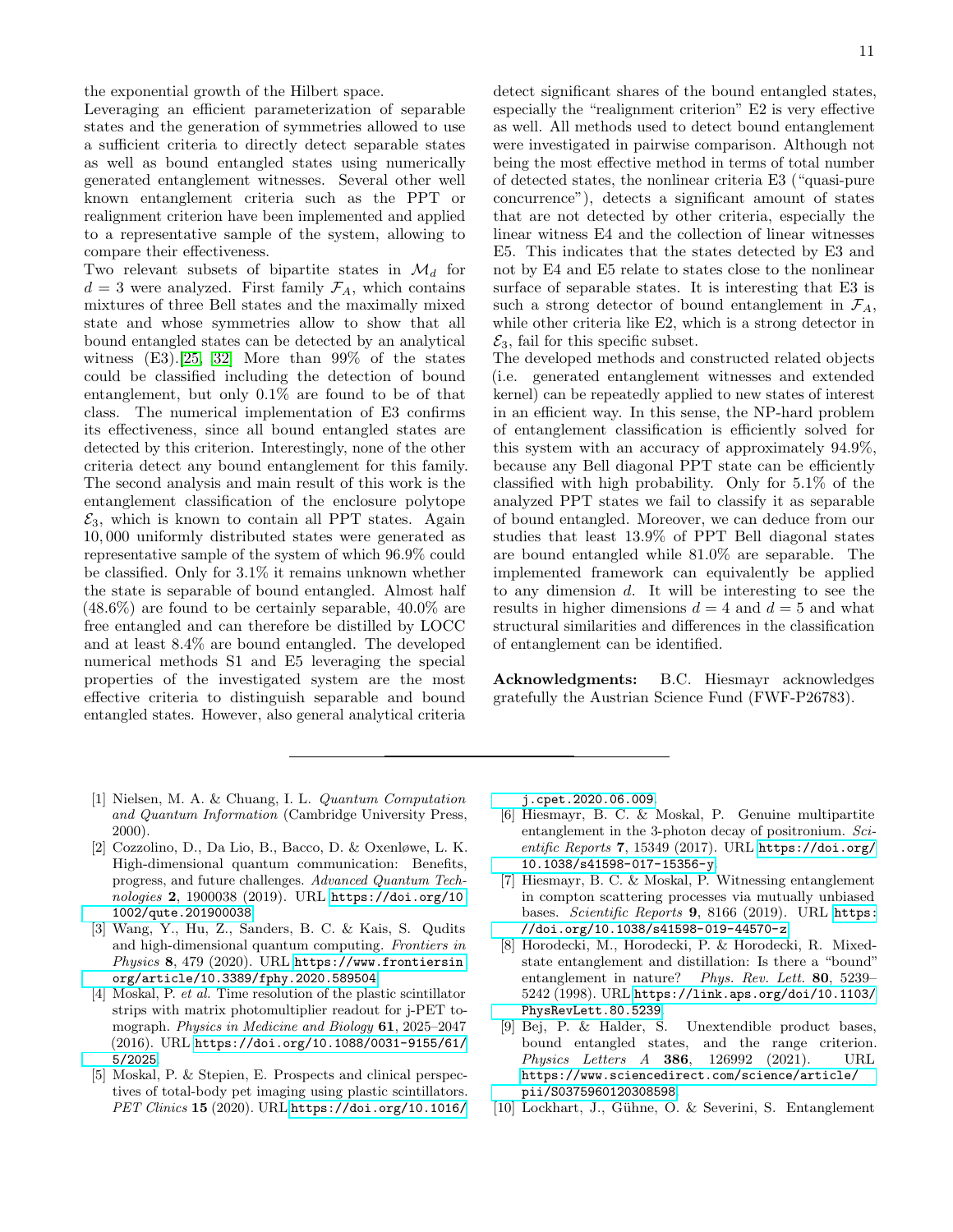the exponential growth of the Hilbert space.

Leveraging an efficient parameterization of separable states and the generation of symmetries allowed to use a sufficient criteria to directly detect separable states as well as bound entangled states using numerically generated entanglement witnesses. Several other well known entanglement criteria such as the PPT or realignment criterion have been implemented and applied to a representative sample of the system, allowing to compare their effectiveness.

Two relevant subsets of bipartite states in $\mathcal{M}_d$ for $d = 3$ were analyzed. First family $\mathcal{F}_A$, which contains mixtures of three Bell states and the maximally mixed state and whose symmetries allow to show that all bound entangled states can be detected by an analytical witness (E3).[25, 32] More than 99% of the states could be classified including the detection of bound entanglement, but only 0.1% are found to be of that class. The numerical implementation of E3 confirms its effectiveness, since all bound entangled states are detected by this criterion. Interestingly, none of the other criteria detect any bound entanglement for this family. The second analysis and main result of this work is the entanglement classification of the enclosure polytope $\mathcal{E}_3$, which is known to contain all PPT states. Again 10,000 uniformly distributed states were generated as representative sample of the system of which 96.9% could be classified. Only for 3.1% it remains unknown whether the state is separable of bound entangled. Almost half (48.6%) are found to be certainly separable, 40.0% are free entangled and can therefore be distilled by LOCC and at least 8.4% are bound entangled. The developed numerical methods S1 and E5 leveraging the special properties of the investigated system are the most effective criteria to distinguish separable and bound entangled states. However, also general analytical criteria detect significant shares of the bound entangled states, especially the "realignment criterion" E2 is very effective as well. All methods used to detect bound entanglement were investigated in pairwise comparison. Although not being the most effective method in terms of total number of detected states, the nonlinear criteria E3 ("quasi-pure concurrence"), detects a significant amount of states that are not detected by other criteria, especially the linear witness E4 and the collection of linear witnesses E5. This indicates that the states detected by E3 and not by E4 and E5 relate to states close to the nonlinear surface of separable states. It is interesting that E3 is such a strong detector of bound entanglement in $\mathcal{F}_A$, while other criteria like E2, which is a strong detector in $\mathcal{E}_3$, fail for this specific subset.

The developed methods and constructed related objects (i.e. generated entanglement witnesses and extended kernel) can be repeatedly applied to new states of interest in an efficient way. In this sense, the NP-hard problem of entanglement classification is efficiently solved for this system with an accuracy of approximately 94.9%, because any Bell diagonal PPT state can be efficiently classified with high probability. Only for 5.1% of the analyzed PPT states we fail to classify it as separable of bound entangled. Moreover, we can deduce from our studies that least 13.9% of PPT Bell diagonal states are bound entangled while 81.0% are separable. The implemented framework can equivalently be applied to any dimension $d$. It will be interesting to see the results in higher dimensions $d = 4$ and $d = 5$ and what structural similarities and differences in the classification of entanglement can be identified.

**Acknowledgments:** B.C. Hiesmayr acknowledges gratefully the Austrian Science Fund (FWF-P26783).

---

[1] Nielsen, M. A. & Chuang, I. L. *Quantum Computation and Quantum Information* (Cambridge University Press, 2000).

[2] Cozzolino, D., Da Lio, B., Bacco, D. & Oxenløwe, L. K. High-dimensional quantum communication: Benefits, progress, and future challenges. *Advanced Quantum Technologies* **2**, 1900038 (2019). URL https://doi.org/10.1002/qute.201900038.

[3] Wang, Y., Hu, Z., Sanders, B. C. & Kais, S. Qudits and high-dimensional quantum computing. *Frontiers in Physics* **8**, 479 (2020). URL https://www.frontiersin.org/article/10.3389/fphy.2020.589504.

[4] Moskal, P. *et al.* Time resolution of the plastic scintillator strips with matrix photomultiplier readout for j-PET tomograph. *Physics in Medicine and Biology* **61**, 2025–2047 (2016). URL https://doi.org/10.1088/0031-9155/61/5/2025.

[5] Moskal, P. & Stepien, E. Prospects and clinical perspectives of total-body pet imaging using plastic scintillators. *PET Clinics* **15** (2020). URL https://doi.org/10.1016/j.cpet.2020.06.009.

[6] Hiesmayr, B. C. & Moskal, P. Genuine multipartite entanglement in the 3-photon decay of positronium. *Scientific Reports* **7**, 15349 (2017). URL https://doi.org/10.1038/s41598-017-15356-y.

[7] Hiesmayr, B. C. & Moskal, P. Witnessing entanglement in compton scattering processes via mutually unbiased bases. *Scientific Reports* **9**, 8166 (2019). URL https://doi.org/10.1038/s41598-019-44570-z.

[8] Horodecki, M., Horodecki, P. & Horodecki, R. Mixed-state entanglement and distillation: Is there a "bound" entanglement in nature? *Phys. Rev. Lett.* **80**, 5239–5242 (1998). URL https://link.aps.org/doi/10.1103/PhysRevLett.80.5239.

[9] Bej, P. & Halder, S. Unextendible product bases, bound entangled states, and the range criterion. *Physics Letters A* **386**, 126992 (2021). URL https://www.sciencedirect.com/science/article/pii/S0375960120308598.

[10] Lockhart, J., Gühne, O. & Severini, S. Entanglement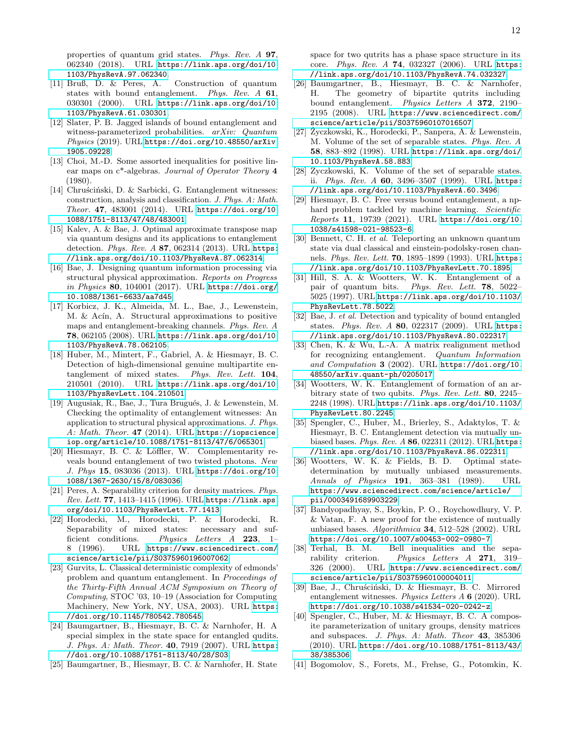properties of quantum grid states. *Phys. Rev. A* **97**, 062340 (2018). URL https://link.aps.org/doi/10.1103/PhysRevA.97.062340.

[11] Bruß, D. & Peres, A. Construction of quantum states with bound entanglement. *Phys. Rev. A* **61**, 030301 (2000). URL https://link.aps.org/doi/10.1103/PhysRevA.61.030301.

[12] Slater, P. B. Jagged islands of bound entanglement and witness-parameterized probabilities. *arXiv: Quantum Physics* (2019). URL https://doi.org/10.48550/arXiv.1905.09228.

[13] Choi, M.-D. Some assorted inequalities for positive linear maps on c*-algebras. *Journal of Operator Theory* **4** (1980).

[14] Chruściński, D. & Sarbicki, G. Entanglement witnesses: construction, analysis and classification. *J. Phys. A: Math. Theor.* **47**, 483001 (2014). URL https://doi.org/10.1088/1751-8113/47/48/483001.

[15] Kalev, A. & Bae, J. Optimal approximate transpose map via quantum designs and its applications to entanglement detection. *Phys. Rev. A* **87**, 062314 (2013). URL https://link.aps.org/doi/10.1103/PhysRevA.87.062314.

[16] Bae, J. Designing quantum information processing via structural physical approximation. *Reports on Progress in Physics* **80**, 104001 (2017). URL https://doi.org/10.1088/1361-6633/aa7d45.

[17] Korbicz, J. K., Almeida, M. L., Bae, J., Lewenstein, M. & Acín, A. Structural approximations to positive maps and entanglement-breaking channels. *Phys. Rev. A* **78**, 062105 (2008). URL https://link.aps.org/doi/10.1103/PhysRevA.78.062105.

[18] Huber, M., Mintert, F., Gabriel, A. & Hiesmayr, B. C. Detection of high-dimensional genuine multipartite entanglement of mixed states. *Phys. Rev. Lett.* **104**, 210501 (2010). URL https://link.aps.org/doi/10.1103/PhysRevLett.104.210501.

[19] Augusiak, R., Bae, J., Tura Brugués, J. & Lewenstein, M. Checking the optimality of entanglement witnesses: An application to structural physical approximations. *J. Phys. A: Math. Theor.* **47** (2014). URL https://iopscience.iop.org/article/10.1088/1751-8113/47/6/065301.

[20] Hiesmayr, B. C. & Löffler, W. Complementarity reveals bound entanglement of two twisted photons. *New J. Phys* **15**, 083036 (2013). URL https://doi.org/10.1088/1367-2630/15/8/083036.

[21] Peres, A. Separability criterion for density matrices. *Phys. Rev. Lett.* **77**, 1413–1415 (1996). URL https://link.aps.org/doi/10.1103/PhysRevLett.77.1413.

[22] Horodecki, M., Horodecki, P. & Horodecki, R. Separability of mixed states: necessary and sufficient conditions. *Physics Letters A* **223**, 1–8 (1996). URL https://www.sciencedirect.com/science/article/pii/S0375960196007062.

[23] Gurvits, L. Classical deterministic complexity of edmonds' problem and quantum entanglement. In *Proceedings of the Thirty-Fifth Annual ACM Symposium on Theory of Computing*, STOC '03, 10–19 (Association for Computing Machinery, New York, NY, USA, 2003). URL https://doi.org/10.1145/780542.780545.

[24] Baumgartner, B., Hiesmayr, B. C. & Narnhofer, H. A special simplex in the state space for entangled qudits. *J. Phys. A: Math. Theor.* **40**, 7919 (2007). URL https://doi.org/10.1088/1751-8113/40/28/S03.

[25] Baumgartner, B., Hiesmayr, B. C. & Narnhofer, H. State space for two qutrits has a phase space structure in its core. *Phys. Rev. A* **74**, 032327 (2006). URL https://link.aps.org/doi/10.1103/PhysRevA.74.032327.

[26] Baumgartner, B., Hiesmayr, B. C. & Narnhofer, H. The geometry of bipartite qutrits including bound entanglement. *Physics Letters A* **372**, 2190–2195 (2008). URL https://www.sciencedirect.com/science/article/pii/S0375960107016507.

[27] Życzkowski, K., Horodecki, P., Sanpera, A. & Lewenstein, M. Volume of the set of separable states. *Phys. Rev. A* **58**, 883–892 (1998). URL https://link.aps.org/doi/10.1103/PhysRevA.58.883.

[28] Zyczkowski, K. Volume of the set of separable states. ii. *Phys. Rev. A* **60**, 3496–3507 (1999). URL https://link.aps.org/doi/10.1103/PhysRevA.60.3496.

[29] Hiesmayr, B. C. Free versus bound entanglement, a np-hard problem tackled by machine learning. *Scientific Reports* **11**, 19739 (2021). URL https://doi.org/10.1038/s41598-021-98523-6.

[30] Bennett, C. H. *et al.* Teleporting an unknown quantum state via dual classical and einstein-podolsky-rosen channels. *Phys. Rev. Lett.* **70**, 1895–1899 (1993). URL https://link.aps.org/doi/10.1103/PhysRevLett.70.1895.

[31] Hill, S. A. & Wootters, W. K. Entanglement of a pair of quantum bits. *Phys. Rev. Lett.* **78**, 5022–5025 (1997). URL https://link.aps.org/doi/10.1103/PhysRevLett.78.5022.

[32] Bae, J. *et al.* Detection and typicality of bound entangled states. *Phys. Rev. A* **80**, 022317 (2009). URL https://link.aps.org/doi/10.1103/PhysRevA.80.022317.

[33] Chen, K. & Wu, L.-A. A matrix realignment method for recognizing entanglement. *Quantum Information and Computation* **3** (2002). URL https://doi.org/10.48550/arXiv.quant-ph/0205017.

[34] Wootters, W. K. Entanglement of formation of an arbitrary state of two qubits. *Phys. Rev. Lett.* **80**, 2245–2248 (1998). URL https://link.aps.org/doi/10.1103/PhysRevLett.80.2245.

[35] Spengler, C., Huber, M., Brierley, S., Adaktylos, T. & Hiesmayr, B. C. Entanglement detection via mutually unbiased bases. *Phys. Rev. A* **86**, 022311 (2012). URL https://link.aps.org/doi/10.1103/PhysRevA.86.022311.

[36] Wootters, W. K. & Fields, B. D. Optimal state-determination by mutually unbiased measurements. *Annals of Physics* **191**, 363–381 (1989). URL https://www.sciencedirect.com/science/article/pii/0003491689903229.

[37] Bandyopadhyay, S., Boykin, P. O., Roychowdhury, V. P. & Vatan, F. A new proof for the existence of mutually unbiased bases. *Algorithmica* **34**, 512–528 (2002). URL https://doi.org/10.1007/s00453-002-0980-7.

[38] Terhal, B. M. Bell inequalities and the separability criterion. *Physics Letters A* **271**, 319–326 (2000). URL https://www.sciencedirect.com/science/article/pii/S0375960100004011.

[39] Bae, J., Chruściński, D. & Hiesmayr, B. C. Mirrored entanglement witnesses. *Physics Letters A* **6** (2020). URL https://doi.org/10.1038/s41534-020-0242-z.

[40] Spengler, C., Huber, M. & Hiesmayr, B. C. A composite parameterization of unitary groups, density matrices and subspaces. *J. Phys. A: Math. Theor* **43**, 385306 (2010). URL https://doi.org/10.1088/1751-8113/43/38/385306.

[41] Bogomolov, S., Forets, M., Frehse, G., Potomkin, K.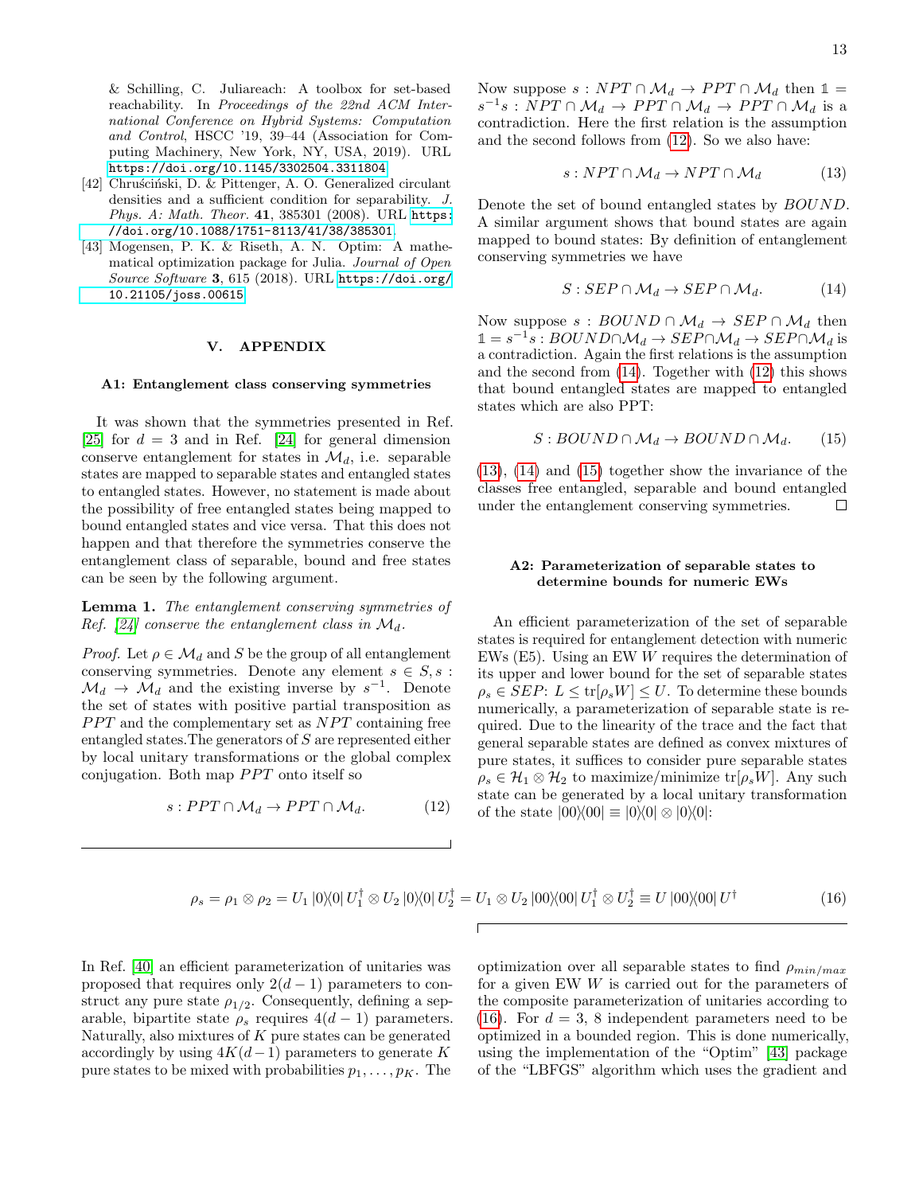& Schilling, C. Juliareach: A toolbox for set-based reachability. In *Proceedings of the 22nd ACM International Conference on Hybrid Systems: Computation and Control*, HSCC '19, 39–44 (Association for Computing Machinery, New York, NY, USA, 2019). URL https://doi.org/10.1145/3302504.3311804.

[42] Chruściński, D. & Pittenger, A. O. Generalized circulant densities and a sufficient condition for separability. *J. Phys. A: Math. Theor.* **41**, 385301 (2008). URL https://doi.org/10.1088/1751-8113/41/38/385301.

[43] Mogensen, P. K. & Riseth, A. N. Optim: A mathematical optimization package for Julia. *Journal of Open Source Software* **3**, 615 (2018). URL https://doi.org/10.21105/joss.00615.

## V. APPENDIX

### A1: Entanglement class conserving symmetries

It was shown that the symmetries presented in Ref. [25] for $d = 3$ and in Ref. [24] for general dimension conserve entanglement for states in $\mathcal{M}_d$, i.e. separable states are mapped to separable states and entangled states to entangled states. However, no statement is made about the possibility of free entangled states being mapped to bound entangled states and vice versa. That this does not happen and that therefore the symmetries conserve the entanglement class of separable, bound and free states can be seen by the following argument.

**Lemma 1.** *The entanglement conserving symmetries of Ref. [24] conserve the entanglement class in* $\mathcal{M}_d$.

*Proof.* Let $\rho \in \mathcal{M}_d$ and $S$ be the group of all entanglement conserving symmetries. Denote any element $s \in S, s : \mathcal{M}_d \to \mathcal{M}_d$ and the existing inverse by $s^{-1}$. Denote the set of states with positive partial transposition as $PPT$ and the complementary set as $NPT$ containing free entangled states. The generators of $S$ are represented either by local unitary transformations or the global complex conjugation. Both map $PPT$ onto itself so

$$s : PPT \cap \mathcal{M}_d \to PPT \cap \mathcal{M}_d. \tag{12}$$

Now suppose $s : NPT \cap \mathcal{M}_d \to PPT \cap \mathcal{M}_d$ then $\mathbb{1} = s^{-1}s : NPT \cap \mathcal{M}_d \to PPT \cap \mathcal{M}_d \to PPT \cap \mathcal{M}_d$ is a contradiction. Here the first relation is the assumption and the second follows from (12). So we also have:

$$s : NPT \cap \mathcal{M}_d \to NPT \cap \mathcal{M}_d \tag{13}$$

Denote the set of bound entangled states by $BOUND$. A similar argument shows that bound states are again mapped to bound states: By definition of entanglement conserving symmetries we have

$$S : SEP \cap \mathcal{M}_d \to SEP \cap \mathcal{M}_d. \tag{14}$$

Now suppose $s : BOUND \cap \mathcal{M}_d \to SEP \cap \mathcal{M}_d$ then $\mathbb{1} = s^{-1}s : BOUND \cap \mathcal{M}_d \to SEP \cap \mathcal{M}_d \to SEP \cap \mathcal{M}_d$ is a contradiction. Again the first relations is the assumption and the second from (14). Together with (12) this shows that bound entangled states are mapped to entangled states which are also PPT:

$$S : BOUND \cap \mathcal{M}_d \to BOUND \cap \mathcal{M}_d. \tag{15}$$

(13), (14) and (15) together show the invariance of the classes free entangled, separable and bound entangled under the entanglement conserving symmetries. □

### A2: Parameterization of separable states to determine bounds for numeric EWs

An efficient parameterization of the set of separable states is required for entanglement detection with numeric EWs (E5). Using an EW $W$ requires the determination of its upper and lower bound for the set of separable states $\rho_s \in SEP$: $L \leq \mathrm{tr}[\rho_s W] \leq U$. To determine these bounds numerically, a parameterization of separable state is required. Due to the linearity of the trace and the fact that general separable states are defined as convex mixtures of pure states, it suffices to consider pure separable states $\rho_s \in \mathcal{H}_1 \otimes \mathcal{H}_2$ to maximize/minimize $\mathrm{tr}[\rho_s W]$. Any such state can be generated by a local unitary transformation of the state $|00\rangle\langle 00| \equiv |0\rangle\langle 0| \otimes |0\rangle\langle 0|$:

$$\rho_s = \rho_1 \otimes \rho_2 = U_1 |0\rangle\langle 0| U_1^\dagger \otimes U_2 |0\rangle\langle 0| U_2^\dagger = U_1 \otimes U_2 |00\rangle\langle 00| U_1^\dagger \otimes U_2^\dagger \equiv U |00\rangle\langle 00| U^\dagger \tag{16}$$

In Ref. [40] an efficient parameterization of unitaries was proposed that requires only $2(d-1)$ parameters to construct any pure state $\rho_{1/2}$. Consequently, defining a separable, bipartite state $\rho_s$ requires $4(d-1)$ parameters. Naturally, also mixtures of $K$ pure states can be generated accordingly by using $4K(d-1)$ parameters to generate $K$ pure states to be mixed with probabilities $p_1, \ldots, p_K$. The optimization over all separable states to find $\rho_{min/max}$ for a given EW $W$ is carried out for the parameters of the composite parameterization of unitaries according to (16). For $d = 3$, 8 independent parameters need to be optimized in a bounded region. This is done numerically, using the implementation of the "Optim" [43] package of the "LBFGS" algorithm which uses the gradient and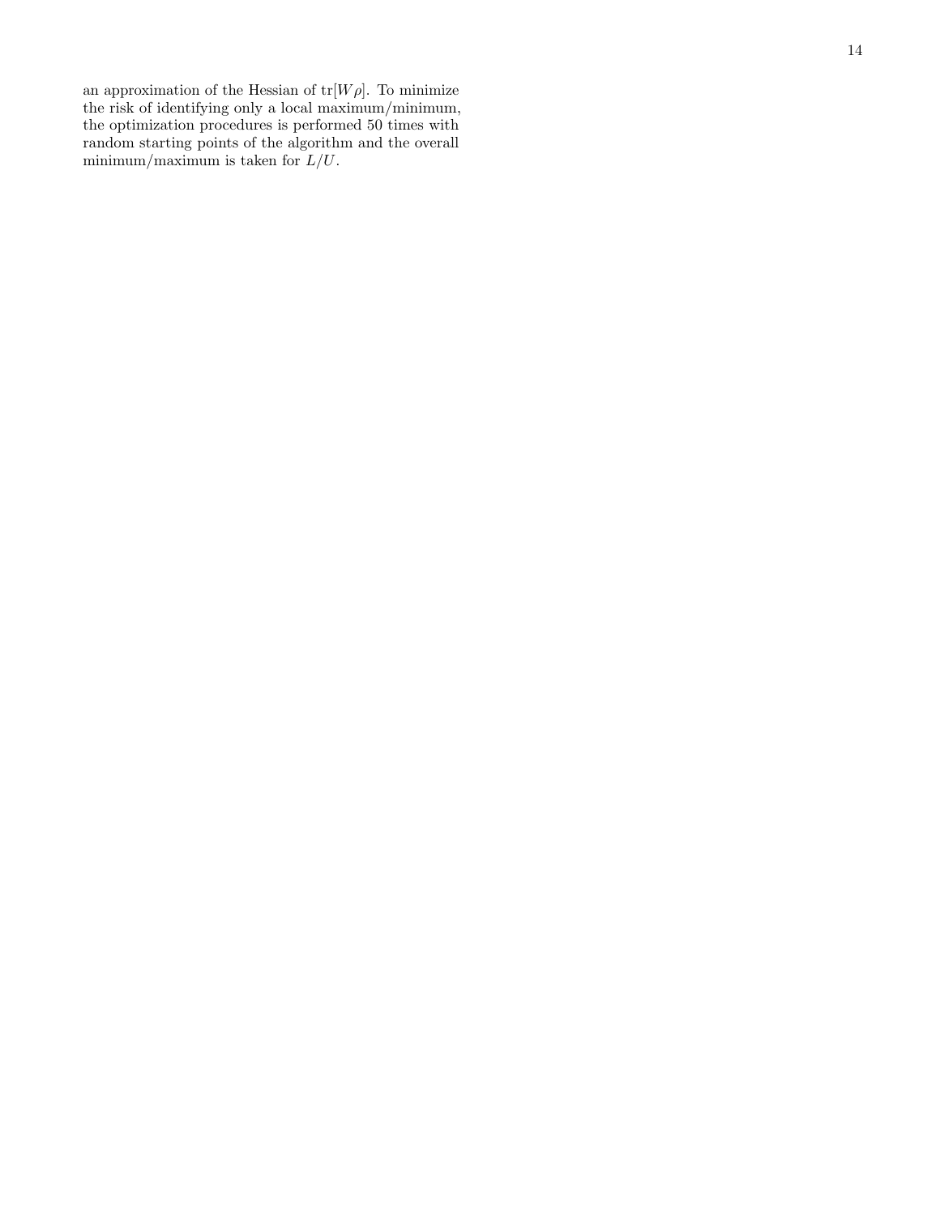an approximation of the Hessian of $\mathrm{tr}[W\rho]$. To minimize the risk of identifying only a local maximum/minimum, the optimization procedures is performed 50 times with random starting points of the algorithm and the overall minimum/maximum is taken for $L/U$.